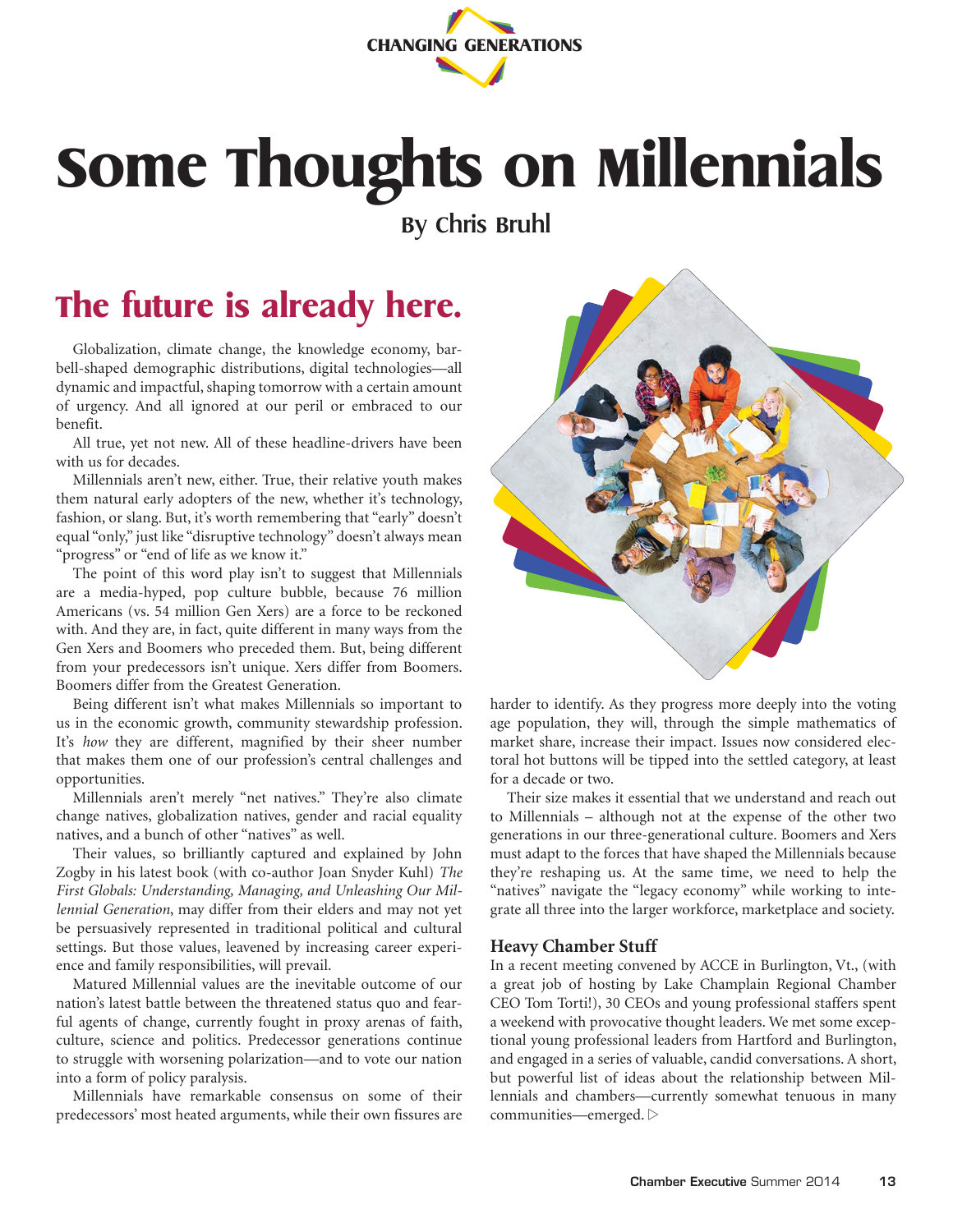CHANGING GENERATIONS

# Some Thoughts on Millennials

By Chris Bruhl

## The future is already here.

Globalization, climate change, the knowledge economy, barbell-shaped demographic distributions, digital technologies—all dynamic and impactful, shaping tomorrow with a certain amount of urgency. And all ignored at our peril or embraced to our benefit.

All true, yet not new. All of these headline-drivers have been with us for decades.

Millennials aren't new, either. True, their relative youth makes them natural early adopters of the new, whether it's technology, fashion, or slang. But, it's worth remembering that "early" doesn't equal "only," just like "disruptive technology" doesn't always mean "progress" or "end of life as we know it."

The point of this word play isn't to suggest that Millennials are a media-hyped, pop culture bubble, because 76 million Americans (vs. 54 million Gen Xers) are a force to be reckoned with. And they are, in fact, quite different in many ways from the Gen Xers and Boomers who preceded them. But, being different from your predecessors isn't unique. Xers differ from Boomers. Boomers differ from the Greatest Generation.

Being different isn't what makes Millennials so important to us in the economic growth, community stewardship profession. It's *how* they are different, magnified by their sheer number that makes them one of our profession's central challenges and opportunities.

Millennials aren't merely "net natives." They're also climate change natives, globalization natives, gender and racial equality natives, and a bunch of other "natives" as well.

Their values, so brilliantly captured and explained by John Zogby in his latest book (with co-author Joan Snyder Kuhl) *The First Globals: Understanding, Managing, and Unleashing Our Millennial Generation*, may differ from their elders and may not yet be persuasively represented in traditional political and cultural settings. But those values, leavened by increasing career experience and family responsibilities, will prevail.

Matured Millennial values are the inevitable outcome of our nation's latest battle between the threatened status quo and fearful agents of change, currently fought in proxy arenas of faith, culture, science and politics. Predecessor generations continue to struggle with worsening polarization—and to vote our nation into a form of policy paralysis.

Millennials have remarkable consensus on some of their predecessors' most heated arguments, while their own fissures are harder to identify. As they progress more deeply into the voting age population, they will, through the simple mathematics of market share, increase their impact. Issues now considered electoral hot buttons will be tipped into the settled category, at least for a decade or two.

Their size makes it essential that we understand and reach out to Millennials – although not at the expense of the other two generations in our three-generational culture. Boomers and Xers must adapt to the forces that have shaped the Millennials because they're reshaping us. At the same time, we need to help the "natives" navigate the "legacy economy" while working to integrate all three into the larger workforce, marketplace and society.

### Heavy Chamber Stuff

In a recent meeting convened by ACCE in Burlington, Vt., (with a great job of hosting by Lake Champlain Regional Chamber CEO Tom Torti!), 30 CEOs and young professional staffers spent a weekend with provocative thought leaders. We met some exceptional young professional leaders from Hartford and Burlington, and engaged in a series of valuable, candid conversations. A short, but powerful list of ideas about the relationship between Millennials and chambers—currently somewhat tenuous in many communities—emerged. ▷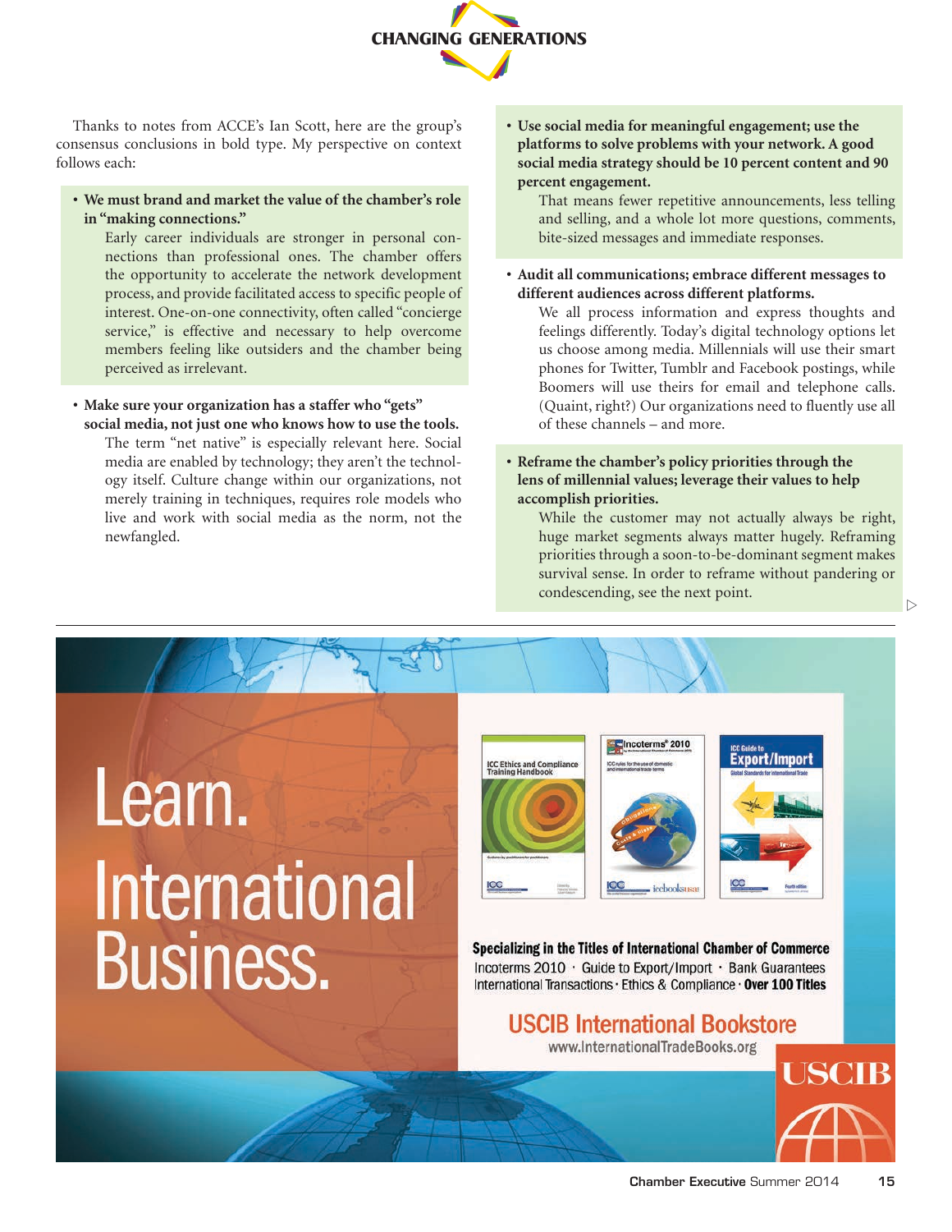Thanks to notes from ACCE's Ian Scott, here are the group's consensus conclusions in bold type. My perspective on context follows each:

- **We must brand and market the value of the chamber's role in "making connections."**

  Early career individuals are stronger in personal connections than professional ones. The chamber offers the opportunity to accelerate the network development process, and provide facilitated access to specific people of interest. One-on-one connectivity, often called "concierge service," is effective and necessary to help overcome members feeling like outsiders and the chamber being perceived as irrelevant.

- **Make sure your organization has a staffer who "gets" social media, not just one who knows how to use the tools.**

  The term "net native" is especially relevant here. Social media are enabled by technology; they aren't the technology itself. Culture change within our organizations, not merely training in techniques, requires role models who live and work with social media as the norm, not the newfangled.

- **Use social media for meaningful engagement; use the platforms to solve problems with your network. A good social media strategy should be 10 percent content and 90 percent engagement.**

  That means fewer repetitive announcements, less telling and selling, and a whole lot more questions, comments, bite-sized messages and immediate responses.

- **Audit all communications; embrace different messages to different audiences across different platforms.**

  We all process information and express thoughts and feelings differently. Today's digital technology options let us choose among media. Millennials will use their smart phones for Twitter, Tumblr and Facebook postings, while Boomers will use theirs for email and telephone calls. (Quaint, right?) Our organizations need to fluently use all of these channels – and more.

- **Reframe the chamber's policy priorities through the lens of millennial values; leverage their values to help accomplish priorities.**

  While the customer may not actually always be right, huge market segments always matter hugely. Reframing priorities through a soon-to-be-dominant segment makes survival sense. In order to reframe without pandering or condescending, see the next point.

Learn. International Business.

Specializing in the Titles of International Chamber of Commerce
Incoterms 2010 · Guide to Export/Import · Bank Guarantees
International Transactions · Ethics & Compliance · **Over 100 Titles**

USCIB International Bookstore
www.InternationalTradeBooks.org

USCIB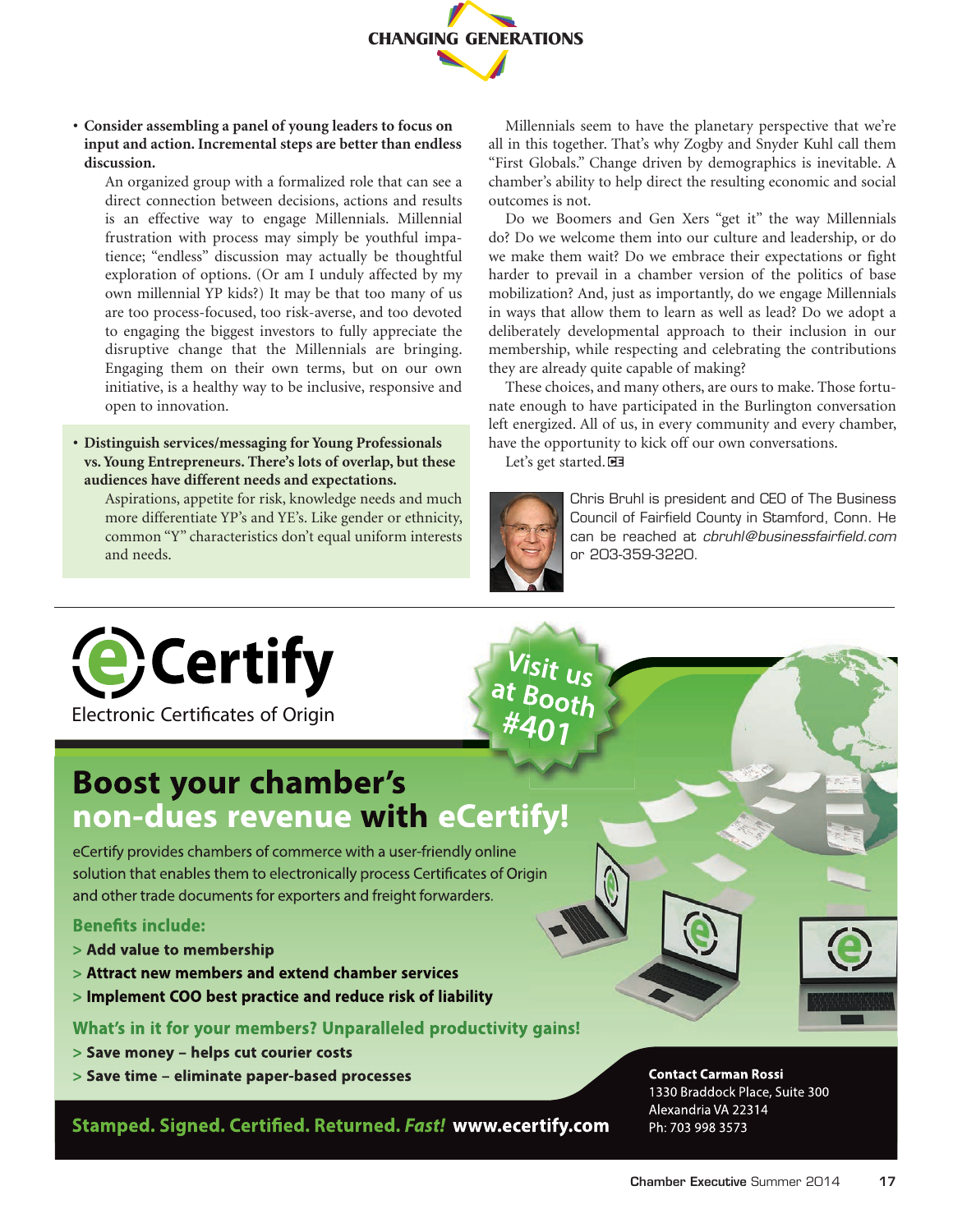- **Consider assembling a panel of young leaders to focus on input and action. Incremental steps are better than endless discussion.**

  An organized group with a formalized role that can see a direct connection between decisions, actions and results is an effective way to engage Millennials. Millennial frustration with process may simply be youthful impatience; "endless" discussion may actually be thoughtful exploration of options. (Or am I unduly affected by my own millennial YP kids?) It may be that too many of us are too process-focused, too risk-averse, and too devoted to engaging the biggest investors to fully appreciate the disruptive change that the Millennials are bringing. Engaging them on their own terms, but on our own initiative, is a healthy way to be inclusive, responsive and open to innovation.

- **Distinguish services/messaging for Young Professionals vs. Young Entrepreneurs. There's lots of overlap, but these audiences have different needs and expectations.**

  Aspirations, appetite for risk, knowledge needs and much more differentiate YP's and YE's. Like gender or ethnicity, common "Y" characteristics don't equal uniform interests and needs.

Millennials seem to have the planetary perspective that we're all in this together. That's why Zogby and Snyder Kuhl call them "First Globals." Change driven by demographics is inevitable. A chamber's ability to help direct the resulting economic and social outcomes is not.

Do we Boomers and Gen Xers "get it" the way Millennials do? Do we welcome them into our culture and leadership, or do we make them wait? Do we embrace their expectations or fight harder to prevail in a chamber version of the politics of base mobilization? And, just as importantly, do we engage Millennials in ways that allow them to learn as well as lead? Do we adopt a deliberately developmental approach to their inclusion in our membership, while respecting and celebrating the contributions they are already quite capable of making?

These choices, and many others, are ours to make. Those fortunate enough to have participated in the Burlington conversation left energized. All of us, in every community and every chamber, have the opportunity to kick off our own conversations.

Let's get started.

Chris Bruhl is president and CEO of The Business Council of Fairfield County in Stamford, Conn. He can be reached at *cbruhl@businessfairfield.com* or 203-359-3220.

---

# eCertify

Electronic Certificates of Origin

Visit us at Booth #401

## Boost your chamber's non-dues revenue with eCertify!

eCertify provides chambers of commerce with a user-friendly online solution that enables them to electronically process Certificates of Origin and other trade documents for exporters and freight forwarders.

### Benefits include:

- **Add value to membership**
- **Attract new members and extend chamber services**
- **Implement COO best practice and reduce risk of liability**

### What's in it for your members? Unparalleled productivity gains!

- **Save money – helps cut courier costs**
- **Save time – eliminate paper-based processes**

**Stamped. Signed. Certified. Returned. *Fast!*** **www.ecertify.com**

**Contact Carman Rossi**
1330 Braddock Place, Suite 300
Alexandria VA 22314
Ph: 703 998 3573